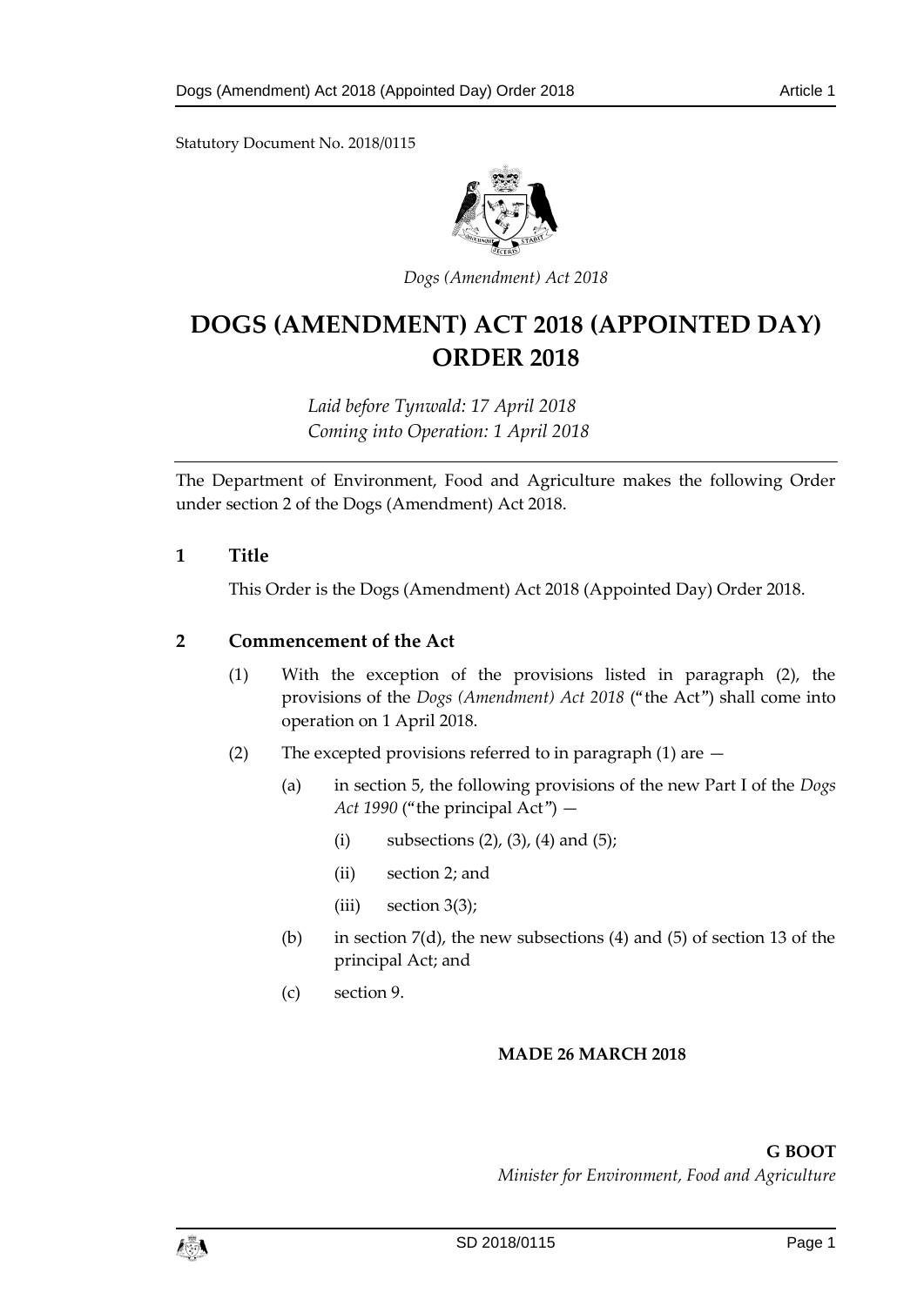Statutory Document No. 2018/0115

*Dogs (Amendment) Act 2018*

# DOGS (AMENDMENT) ACT 2018 (APPOINTED DAY) ORDER 2018

*Laid before Tynwald: 17 April 2018*
*Coming into Operation: 1 April 2018*

The Department of Environment, Food and Agriculture makes the following Order under section 2 of the Dogs (Amendment) Act 2018.

## 1 Title

This Order is the Dogs (Amendment) Act 2018 (Appointed Day) Order 2018.

## 2 Commencement of the Act

(1) With the exception of the provisions listed in paragraph (2), the provisions of the *Dogs (Amendment) Act 2018* ("the Act") shall come into operation on 1 April 2018.

(2) The excepted provisions referred to in paragraph (1) are —

(a) in section 5, the following provisions of the new Part I of the *Dogs Act 1990* ("the principal Act") —

(i) subsections (2), (3), (4) and (5);

(ii) section 2; and

(iii) section 3(3);

(b) in section 7(d), the new subsections (4) and (5) of section 13 of the principal Act; and

(c) section 9.

**MADE 26 MARCH 2018**

**G BOOT**
*Minister for Environment, Food and Agriculture*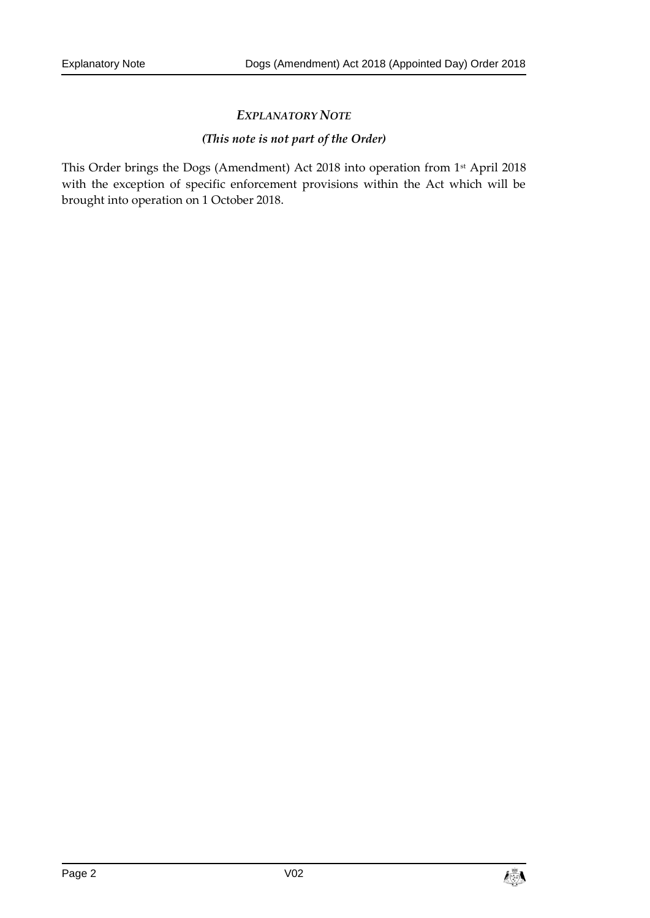## *EXPLANATORY NOTE*

***(This note is not part of the Order)***

This Order brings the Dogs (Amendment) Act 2018 into operation from 1st April 2018 with the exception of specific enforcement provisions within the Act which will be brought into operation on 1 October 2018.